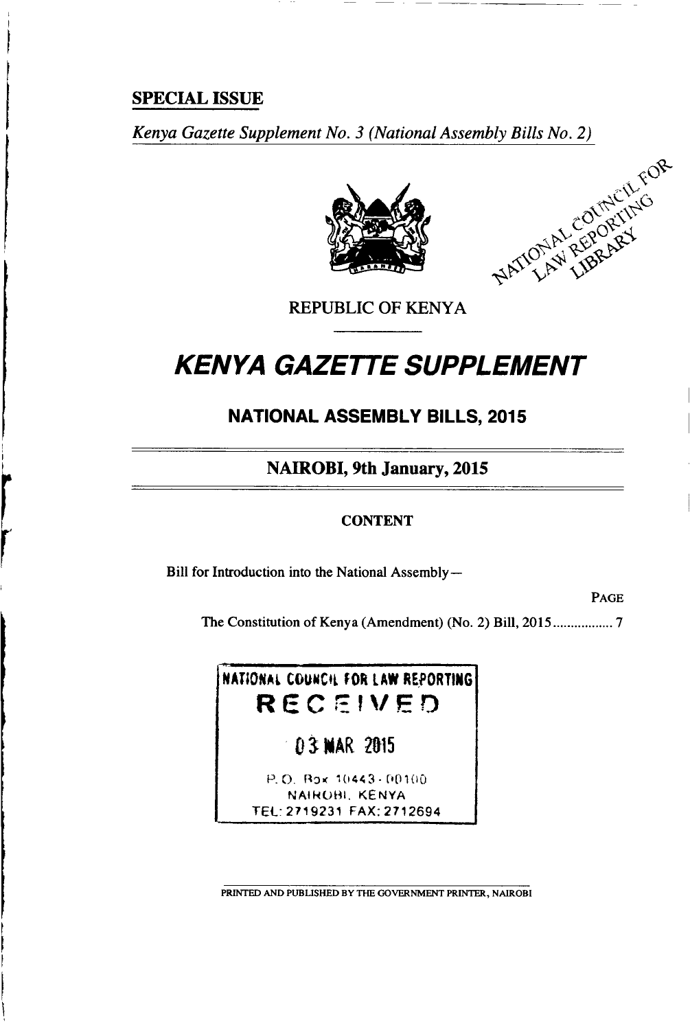**SPECIAL ISSUE**

*Kenya Gazette Supplement No. 3 (National Assembly Bills No. 2)*

NATIONAL COUNCIL FOR LAW REPORTING LIBRARY

REPUBLIC OF KENYA

# KENYA GAZETTE SUPPLEMENT

## NATIONAL ASSEMBLY BILLS, 2015

**NAIROBI, 9th January, 2015**

**CONTENT**

Bill for Introduction into the National Assembly—

| | PAGE |
|---|---|
| The Constitution of Kenya (Amendment) (No. 2) Bill, 2015 | 7 |

NATIONAL COUNCIL FOR LAW REPORTING
RECEIVED
03 MAR 2015
P.O. Box 10443 - 00100
NAIROBI, KENYA
TEL: 2719231 FAX: 2712694

PRINTED AND PUBLISHED BY THE GOVERNMENT PRINTER, NAIROBI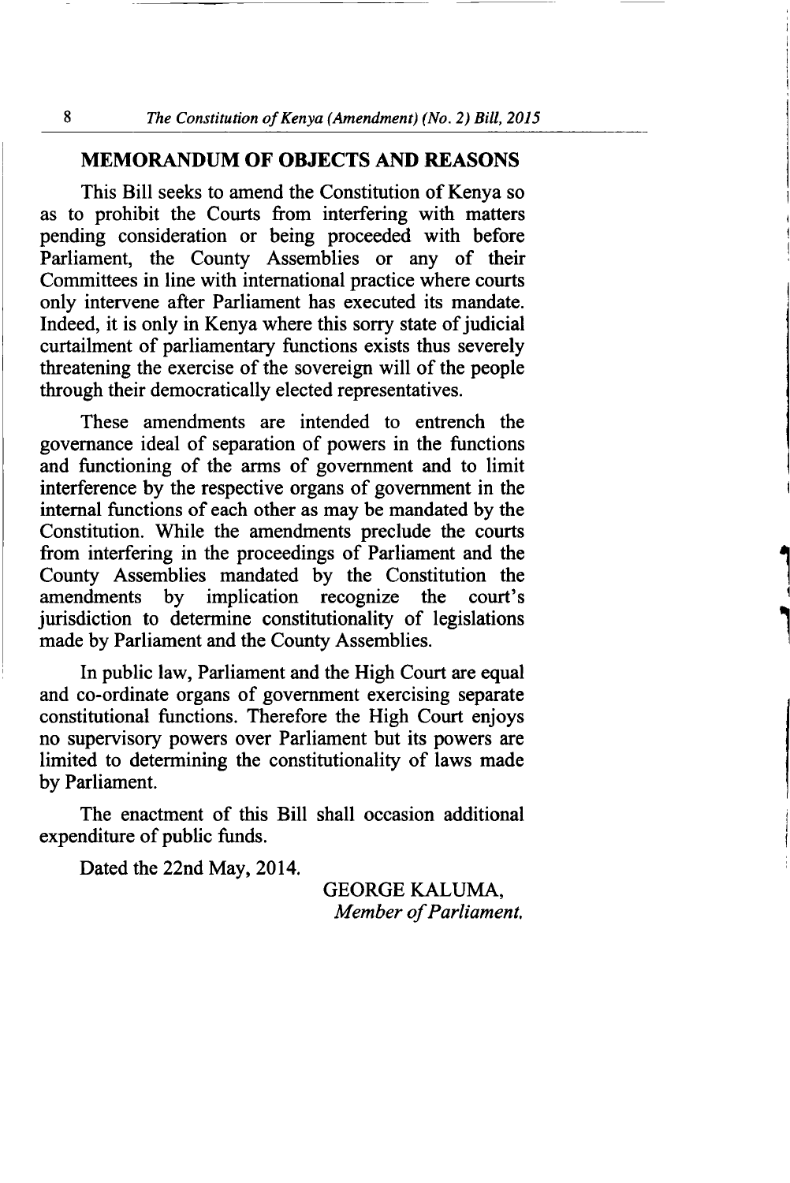## MEMORANDUM OF OBJECTS AND REASONS

This Bill seeks to amend the Constitution of Kenya so as to prohibit the Courts from interfering with matters pending consideration or being proceeded with before Parliament, the County Assemblies or any of their Committees in line with international practice where courts only intervene after Parliament has executed its mandate. Indeed, it is only in Kenya where this sorry state of judicial curtailment of parliamentary functions exists thus severely threatening the exercise of the sovereign will of the people through their democratically elected representatives.

These amendments are intended to entrench the governance ideal of separation of powers in the functions and functioning of the arms of government and to limit interference by the respective organs of government in the internal functions of each other as may be mandated by the Constitution. While the amendments preclude the courts from interfering in the proceedings of Parliament and the County Assemblies mandated by the Constitution the amendments by implication recognize the court's jurisdiction to determine constitutionality of legislations made by Parliament and the County Assemblies.

In public law, Parliament and the High Court are equal and co-ordinate organs of government exercising separate constitutional functions. Therefore the High Court enjoys no supervisory powers over Parliament but its powers are limited to determining the constitutionality of laws made by Parliament.

The enactment of this Bill shall occasion additional expenditure of public funds.

Dated the 22nd May, 2014.

GEORGE KALUMA,
*Member of Parliament.*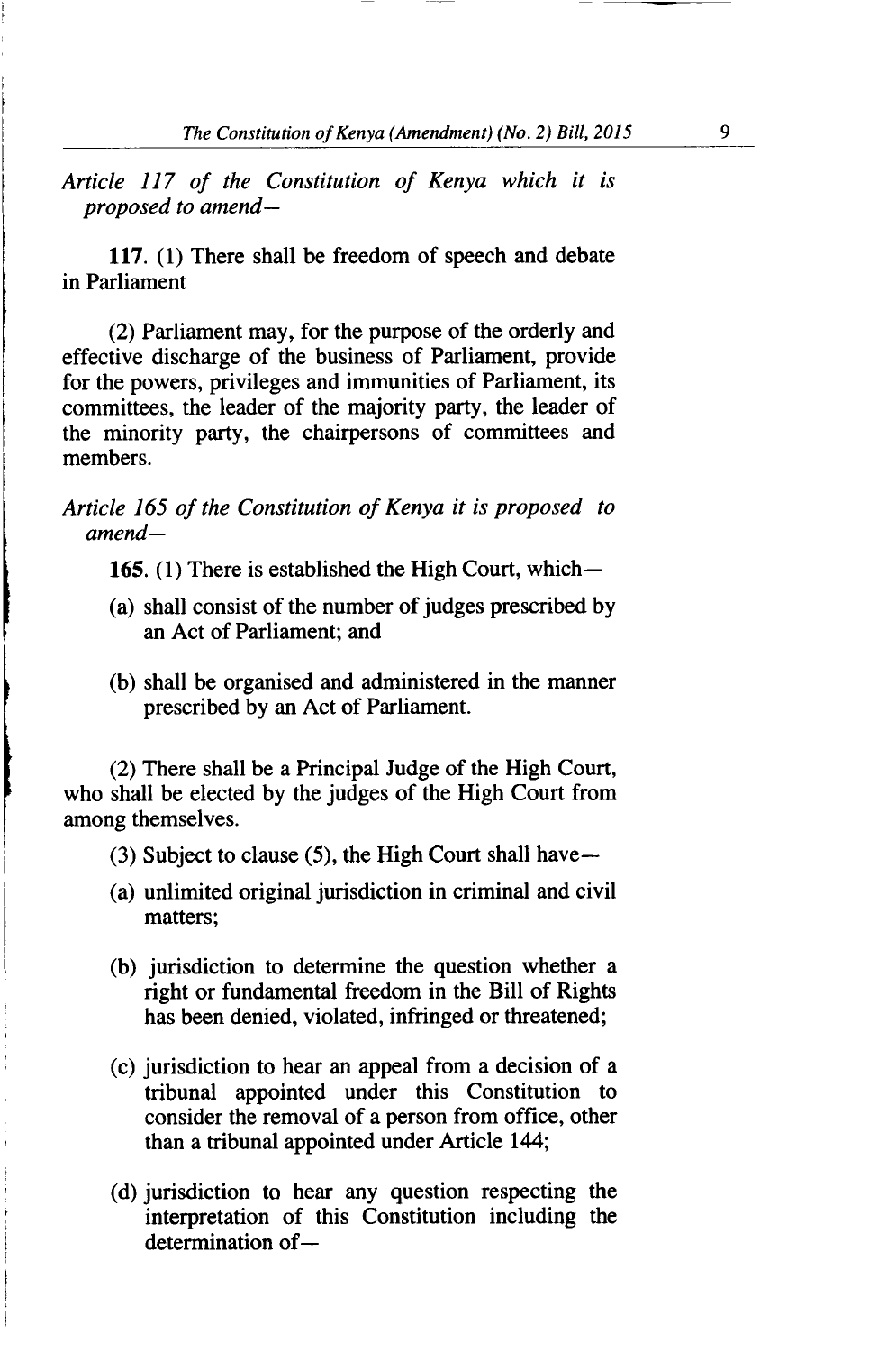*Article 117 of the Constitution of Kenya which it is proposed to amend—*

**117.** (1) There shall be freedom of speech and debate in Parliament

(2) Parliament may, for the purpose of the orderly and effective discharge of the business of Parliament, provide for the powers, privileges and immunities of Parliament, its committees, the leader of the majority party, the leader of the minority party, the chairpersons of committees and members.

*Article 165 of the Constitution of Kenya it is proposed to amend—*

**165.** (1) There is established the High Court, which—

(a) shall consist of the number of judges prescribed by an Act of Parliament; and

(b) shall be organised and administered in the manner prescribed by an Act of Parliament.

(2) There shall be a Principal Judge of the High Court, who shall be elected by the judges of the High Court from among themselves.

(3) Subject to clause (5), the High Court shall have—

(a) unlimited original jurisdiction in criminal and civil matters;

(b) jurisdiction to determine the question whether a right or fundamental freedom in the Bill of Rights has been denied, violated, infringed or threatened;

(c) jurisdiction to hear an appeal from a decision of a tribunal appointed under this Constitution to consider the removal of a person from office, other than a tribunal appointed under Article 144;

(d) jurisdiction to hear any question respecting the interpretation of this Constitution including the determination of—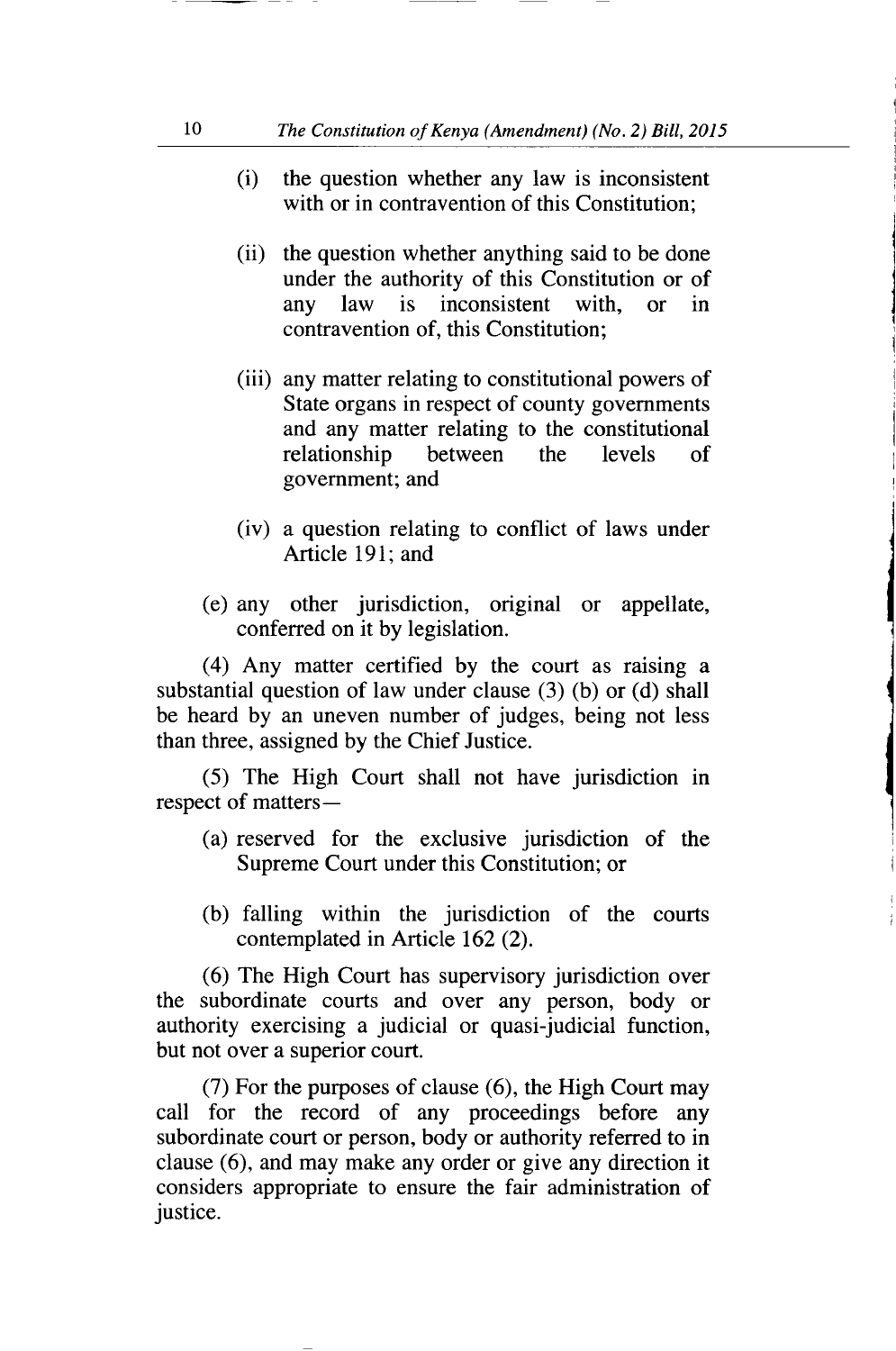(i) the question whether any law is inconsistent with or in contravention of this Constitution;

(ii) the question whether anything said to be done under the authority of this Constitution or of any law is inconsistent with, or in contravention of, this Constitution;

(iii) any matter relating to constitutional powers of State organs in respect of county governments and any matter relating to the constitutional relationship between the levels of government; and

(iv) a question relating to conflict of laws under Article 191; and

(e) any other jurisdiction, original or appellate, conferred on it by legislation.

(4) Any matter certified by the court as raising a substantial question of law under clause (3) (b) or (d) shall be heard by an uneven number of judges, being not less than three, assigned by the Chief Justice.

(5) The High Court shall not have jurisdiction in respect of matters—

(a) reserved for the exclusive jurisdiction of the Supreme Court under this Constitution; or

(b) falling within the jurisdiction of the courts contemplated in Article 162 (2).

(6) The High Court has supervisory jurisdiction over the subordinate courts and over any person, body or authority exercising a judicial or quasi-judicial function, but not over a superior court.

(7) For the purposes of clause (6), the High Court may call for the record of any proceedings before any subordinate court or person, body or authority referred to in clause (6), and may make any order or give any direction it considers appropriate to ensure the fair administration of justice.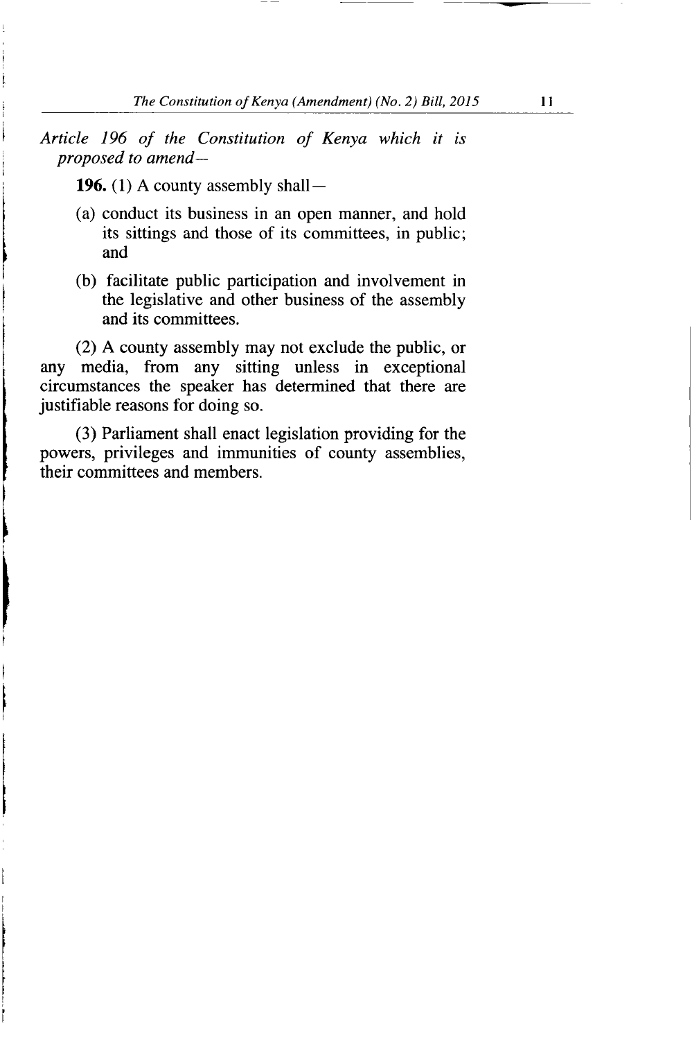*Article 196 of the Constitution of Kenya which it is proposed to amend—*

**196.** (1) A county assembly shall—

(a) conduct its business in an open manner, and hold its sittings and those of its committees, in public; and

(b) facilitate public participation and involvement in the legislative and other business of the assembly and its committees.

(2) A county assembly may not exclude the public, or any media, from any sitting unless in exceptional circumstances the speaker has determined that there are justifiable reasons for doing so.

(3) Parliament shall enact legislation providing for the powers, privileges and immunities of county assemblies, their committees and members.